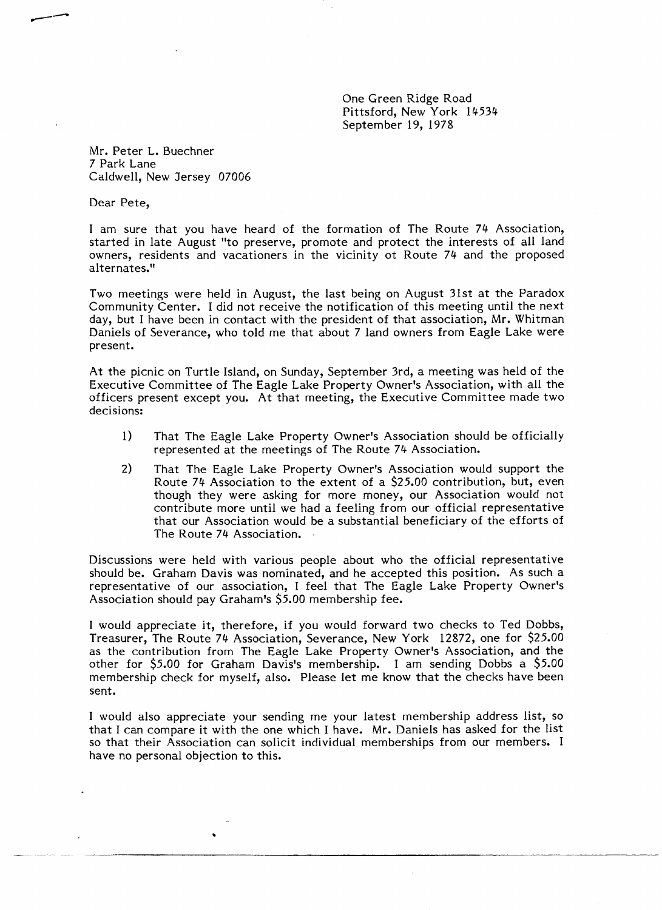One Green Ridge Road
Pittsford, New York 14534
September 19, 1978

Mr. Peter L. Buechner
7 Park Lane
Caldwell, New Jersey 07006

Dear Pete,

I am sure that you have heard of the formation of The Route 74 Association, started in late August "to preserve, promote and protect the interests of all land owners, residents and vacationers in the vicinity ot Route 74 and the proposed alternates."

Two meetings were held in August, the last being on August 31st at the Paradox Community Center. I did not receive the notification of this meeting until the next day, but I have been in contact with the president of that association, Mr. Whitman Daniels of Severance, who told me that about 7 land owners from Eagle Lake were present.

At the picnic on Turtle Island, on Sunday, September 3rd, a meeting was held of the Executive Committee of The Eagle Lake Property Owner's Association, with all the officers present except you. At that meeting, the Executive Committee made two decisions:

1) That The Eagle Lake Property Owner's Association should be officially represented at the meetings of The Route 74 Association.
2) That The Eagle Lake Property Owner's Association would support the Route 74 Association to the extent of a $25.00 contribution, but, even though they were asking for more money, our Association would not contribute more until we had a feeling from our official representative that our Association would be a substantial beneficiary of the efforts of The Route 74 Association.

Discussions were held with various people about who the official representative should be. Graham Davis was nominated, and he accepted this position. As such a representative of our association, I feel that The Eagle Lake Property Owner's Association should pay Graham's $5.00 membership fee.

I would appreciate it, therefore, if you would forward two checks to Ted Dobbs, Treasurer, The Route 74 Association, Severance, New York 12872, one for $25.00 as the contribution from The Eagle Lake Property Owner's Association, and the other for $5.00 for Graham Davis's membership. I am sending Dobbs a $5.00 membership check for myself, also. Please let me know that the checks have been sent.

I would also appreciate your sending me your latest membership address list, so that I can compare it with the one which I have. Mr. Daniels has asked for the list so that their Association can solicit individual memberships from our members. I have no personal objection to this.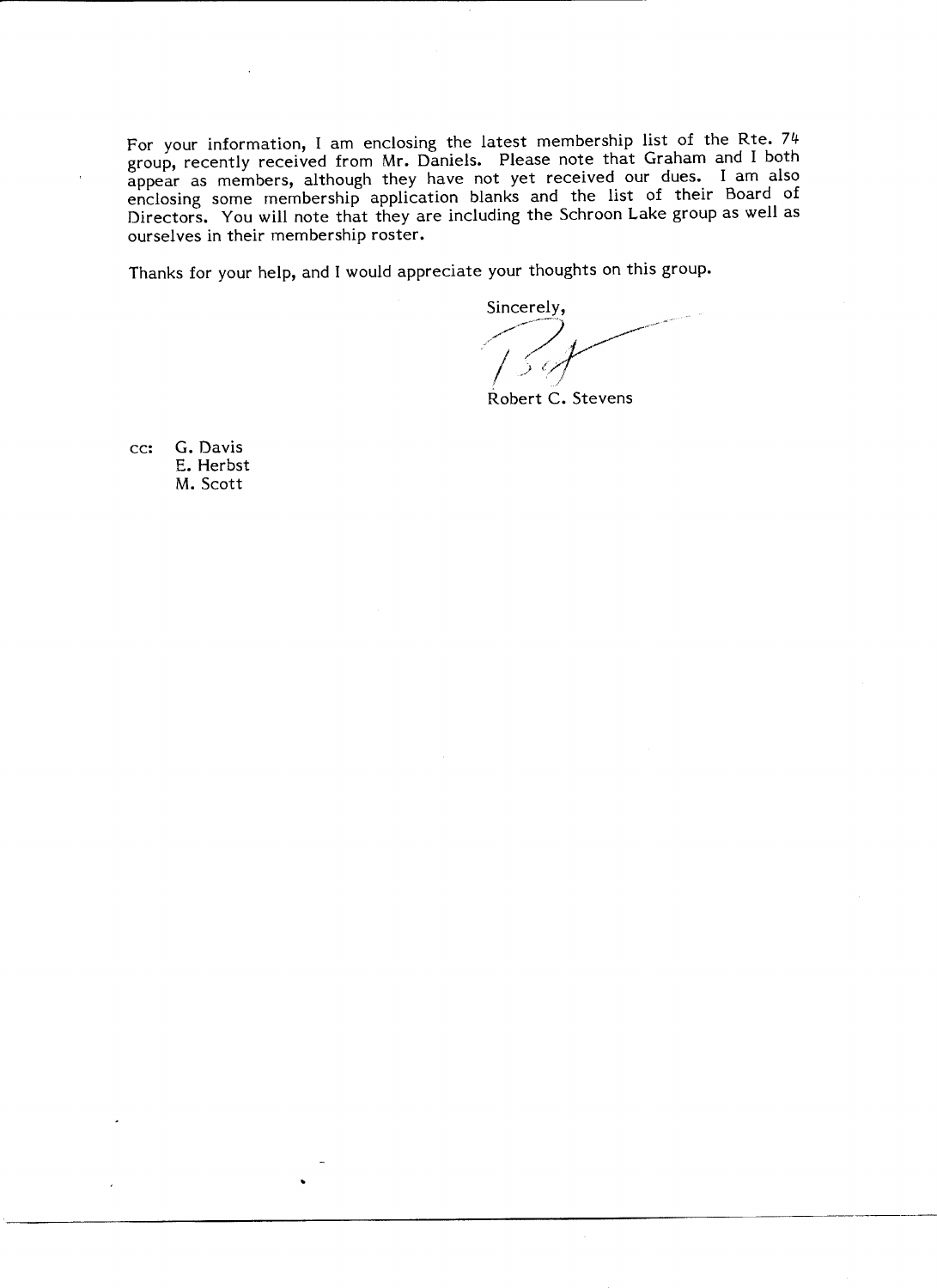For your information, I am enclosing the latest membership list of the Rte. 74 group, recently received from Mr. Daniels. Please note that Graham and I both appear as members, although they have not yet received our dues. I am also enclosing some membership application blanks and the list of their Board of Directors. You will note that they are including the Schroon Lake group as well as ourselves in their membership roster.

Thanks for your help, and I would appreciate your thoughts on this group.

Sincerely,

Robert C. Stevens

cc: G. Davis
E. Herbst
M. Scott